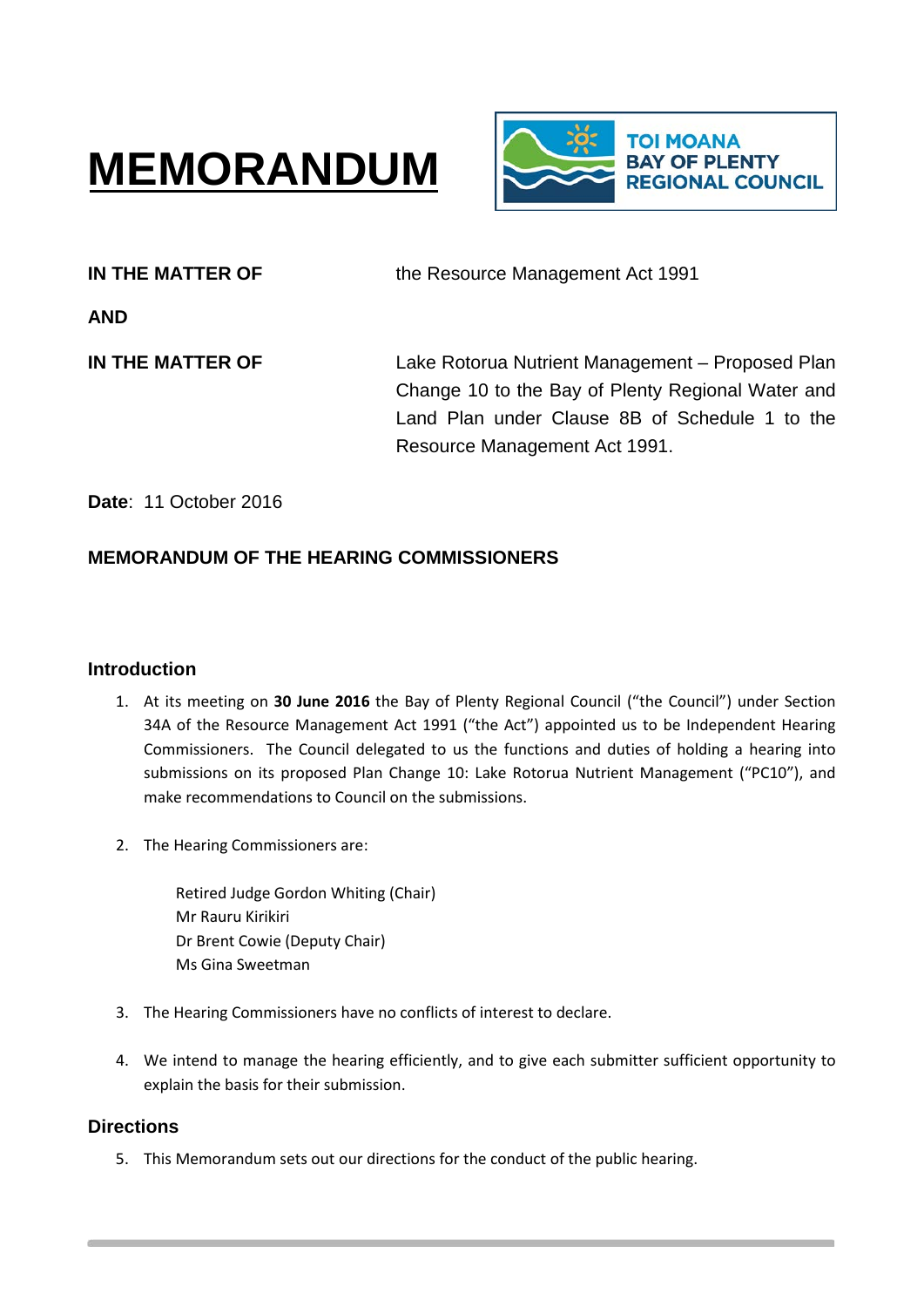# MEMORANDUM

TOI MOANA
BAY OF PLENTY
REGIONAL COUNCIL

| | |
|---|---|
| **IN THE MATTER OF** | the Resource Management Act 1991 |
| **AND** | |
| **IN THE MATTER OF** | Lake Rotorua Nutrient Management – Proposed Plan Change 10 to the Bay of Plenty Regional Water and Land Plan under Clause 8B of Schedule 1 to the Resource Management Act 1991. |

**Date**: 11 October 2016

**MEMORANDUM OF THE HEARING COMMISSIONERS**

## Introduction

1. At its meeting on **30 June 2016** the Bay of Plenty Regional Council ("the Council") under Section 34A of the Resource Management Act 1991 ("the Act") appointed us to be Independent Hearing Commissioners. The Council delegated to us the functions and duties of holding a hearing into submissions on its proposed Plan Change 10: Lake Rotorua Nutrient Management ("PC10"), and make recommendations to Council on the submissions.

2. The Hearing Commissioners are:

   Retired Judge Gordon Whiting (Chair)
   Mr Rauru Kirikiri
   Dr Brent Cowie (Deputy Chair)
   Ms Gina Sweetman

3. The Hearing Commissioners have no conflicts of interest to declare.

4. We intend to manage the hearing efficiently, and to give each submitter sufficient opportunity to explain the basis for their submission.

## Directions

5. This Memorandum sets out our directions for the conduct of the public hearing.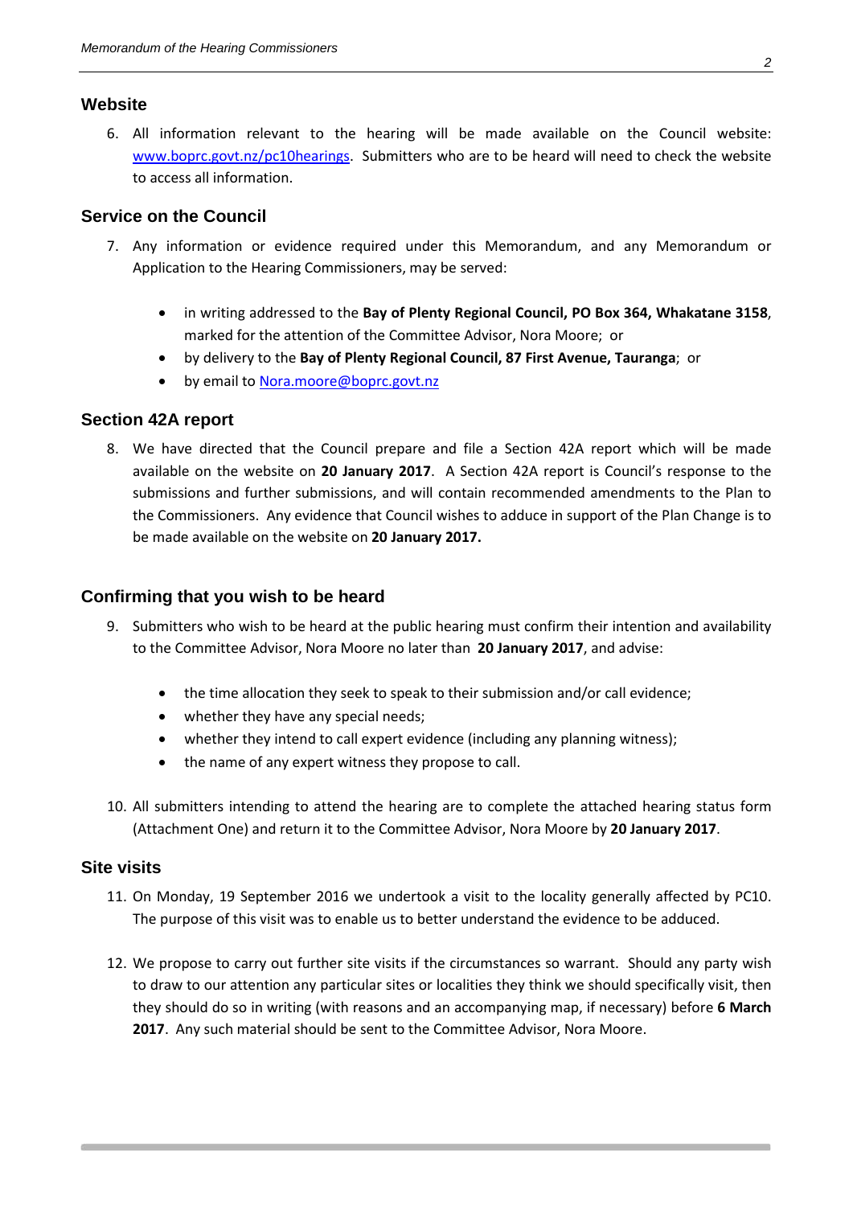## Website

6. All information relevant to the hearing will be made available on the Council website: [www.boprc.govt.nz/pc10hearings](www.boprc.govt.nz/pc10hearings). Submitters who are to be heard will need to check the website to access all information.

## Service on the Council

7. Any information or evidence required under this Memorandum, and any Memorandum or Application to the Hearing Commissioners, may be served:

    - in writing addressed to the **Bay of Plenty Regional Council, PO Box 364, Whakatane 3158**, marked for the attention of the Committee Advisor, Nora Moore; or
    - by delivery to the **Bay of Plenty Regional Council, 87 First Avenue, Tauranga**; or
    - by email to [Nora.moore@boprc.govt.nz](mailto:Nora.moore@boprc.govt.nz)

## Section 42A report

8. We have directed that the Council prepare and file a Section 42A report which will be made available on the website on **20 January 2017**. A Section 42A report is Council's response to the submissions and further submissions, and will contain recommended amendments to the Plan to the Commissioners. Any evidence that Council wishes to adduce in support of the Plan Change is to be made available on the website on **20 January 2017.**

## Confirming that you wish to be heard

9. Submitters who wish to be heard at the public hearing must confirm their intention and availability to the Committee Advisor, Nora Moore no later than **20 January 2017**, and advise:

    - the time allocation they seek to speak to their submission and/or call evidence;
    - whether they have any special needs;
    - whether they intend to call expert evidence (including any planning witness);
    - the name of any expert witness they propose to call.

10. All submitters intending to attend the hearing are to complete the attached hearing status form (Attachment One) and return it to the Committee Advisor, Nora Moore by **20 January 2017**.

## Site visits

11. On Monday, 19 September 2016 we undertook a visit to the locality generally affected by PC10. The purpose of this visit was to enable us to better understand the evidence to be adduced.

12. We propose to carry out further site visits if the circumstances so warrant. Should any party wish to draw to our attention any particular sites or localities they think we should specifically visit, then they should do so in writing (with reasons and an accompanying map, if necessary) before **6 March 2017**. Any such material should be sent to the Committee Advisor, Nora Moore.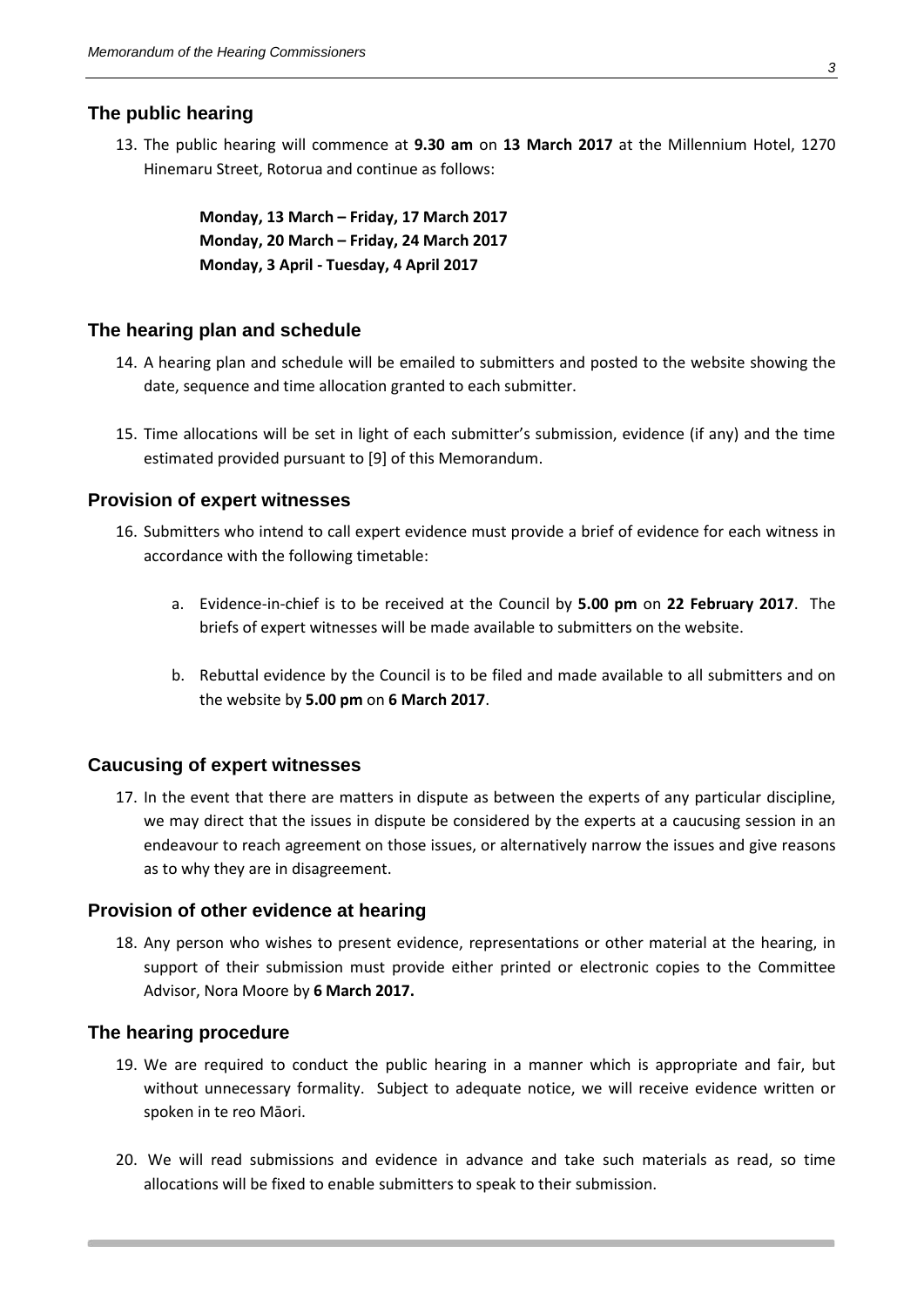## The public hearing

13. The public hearing will commence at **9.30 am** on **13 March 2017** at the Millennium Hotel, 1270 Hinemaru Street, Rotorua and continue as follows:

    **Monday, 13 March – Friday, 17 March 2017**
    **Monday, 20 March – Friday, 24 March 2017**
    **Monday, 3 April - Tuesday, 4 April 2017**

## The hearing plan and schedule

14. A hearing plan and schedule will be emailed to submitters and posted to the website showing the date, sequence and time allocation granted to each submitter.

15. Time allocations will be set in light of each submitter's submission, evidence (if any) and the time estimated provided pursuant to [9] of this Memorandum.

## Provision of expert witnesses

16. Submitters who intend to call expert evidence must provide a brief of evidence for each witness in accordance with the following timetable:

    a. Evidence-in-chief is to be received at the Council by **5.00 pm** on **22 February 2017**. The briefs of expert witnesses will be made available to submitters on the website.

    b. Rebuttal evidence by the Council is to be filed and made available to all submitters and on the website by **5.00 pm** on **6 March 2017**.

## Caucusing of expert witnesses

17. In the event that there are matters in dispute as between the experts of any particular discipline, we may direct that the issues in dispute be considered by the experts at a caucusing session in an endeavour to reach agreement on those issues, or alternatively narrow the issues and give reasons as to why they are in disagreement.

## Provision of other evidence at hearing

18. Any person who wishes to present evidence, representations or other material at the hearing, in support of their submission must provide either printed or electronic copies to the Committee Advisor, Nora Moore by **6 March 2017.**

## The hearing procedure

19. We are required to conduct the public hearing in a manner which is appropriate and fair, but without unnecessary formality. Subject to adequate notice, we will receive evidence written or spoken in te reo Māori.

20. We will read submissions and evidence in advance and take such materials as read, so time allocations will be fixed to enable submitters to speak to their submission.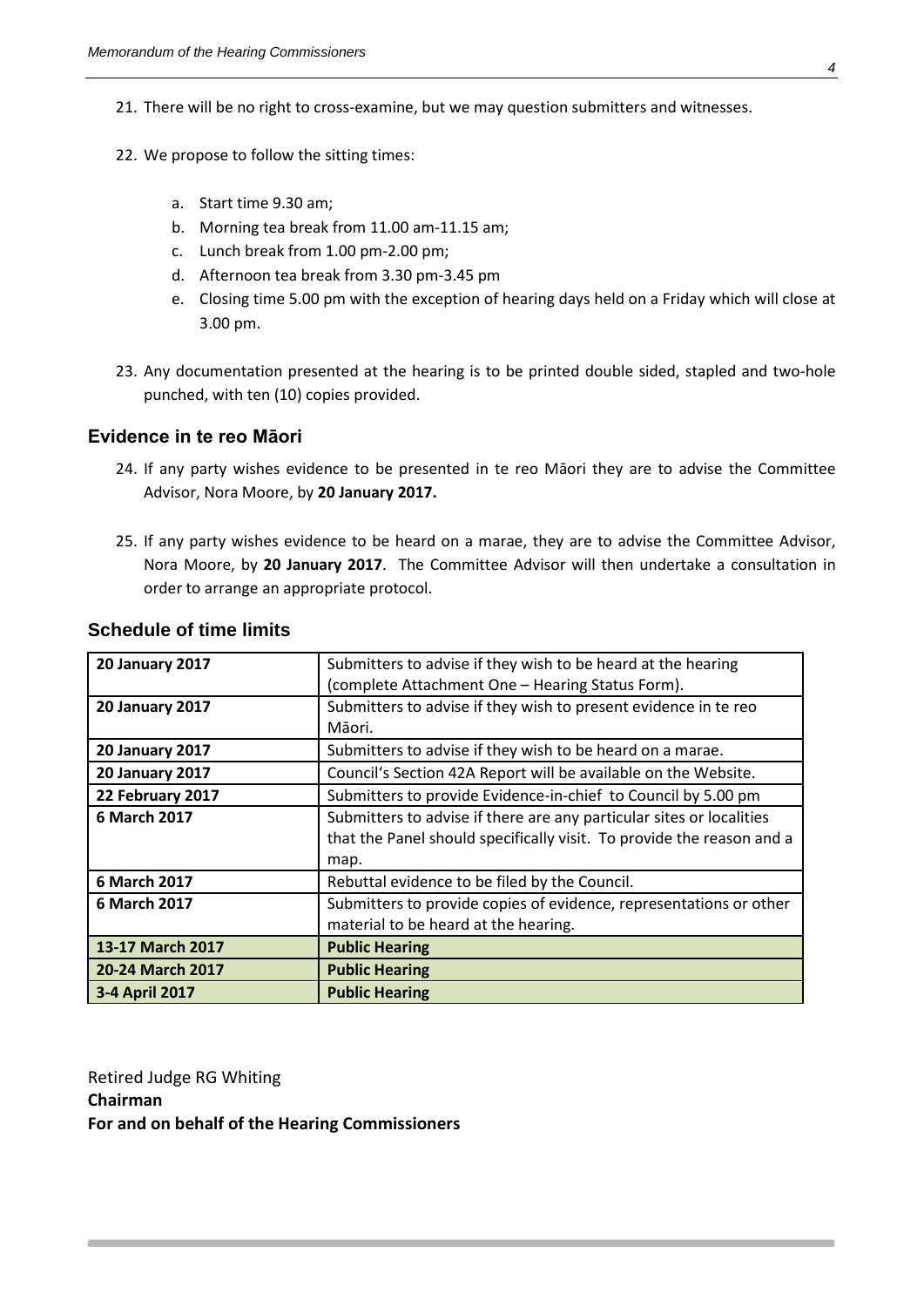21. There will be no right to cross-examine, but we may question submitters and witnesses.

22. We propose to follow the sitting times:

    a. Start time 9.30 am;
    b. Morning tea break from 11.00 am-11.15 am;
    c. Lunch break from 1.00 pm-2.00 pm;
    d. Afternoon tea break from 3.30 pm-3.45 pm
    e. Closing time 5.00 pm with the exception of hearing days held on a Friday which will close at 3.00 pm.

23. Any documentation presented at the hearing is to be printed double sided, stapled and two-hole punched, with ten (10) copies provided.

## Evidence in te reo Māori

24. If any party wishes evidence to be presented in te reo Māori they are to advise the Committee Advisor, Nora Moore, by **20 January 2017.**

25. If any party wishes evidence to be heard on a marae, they are to advise the Committee Advisor, Nora Moore, by **20 January 2017**. The Committee Advisor will then undertake a consultation in order to arrange an appropriate protocol.

## Schedule of time limits

| | |
|---|---|
| **20 January 2017** | Submitters to advise if they wish to be heard at the hearing (complete Attachment One – Hearing Status Form). |
| **20 January 2017** | Submitters to advise if they wish to present evidence in te reo Māori. |
| **20 January 2017** | Submitters to advise if they wish to be heard on a marae. |
| **20 January 2017** | Council's Section 42A Report will be available on the Website. |
| **22 February 2017** | Submitters to provide Evidence-in-chief to Council by 5.00 pm |
| **6 March 2017** | Submitters to advise if there are any particular sites or localities that the Panel should specifically visit. To provide the reason and a map. |
| **6 March 2017** | Rebuttal evidence to be filed by the Council. |
| **6 March 2017** | Submitters to provide copies of evidence, representations or other material to be heard at the hearing. |
| **13-17 March 2017** | **Public Hearing** |
| **20-24 March 2017** | **Public Hearing** |
| **3-4 April 2017** | **Public Hearing** |

Retired Judge RG Whiting
**Chairman**
**For and on behalf of the Hearing Commissioners**